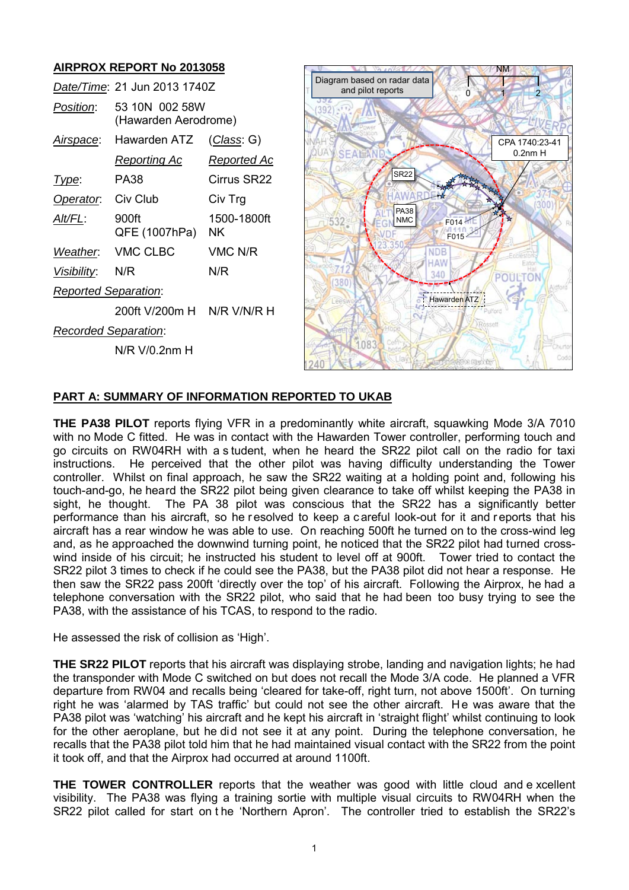## AIRPROX REPORT No 2013058

| | | |
|---|---|---|
| *Date/Time*: | 21 Jun 2013 1740Z | |
| *Position*: | 53 10N 002 58W (Hawarden Aerodrome) | |
| *Airspace*: | Hawarden ATZ | (*Class*: G) |
| | *Reporting Ac* | *Reported Ac* |
| *Type*: | PA38 | Cirrus SR22 |
| *Operator*: | Civ Club | Civ Trg |
| *Alt/FL*: | 900ft QFE (1007hPa) | 1500-1800ft NK |
| *Weather*: | VMC CLBC | VMC N/R |
| *Visibility*: | N/R | N/R |
| *Reported Separation*: | | |
| | 200ft V/200m H | N/R V/N/R H |
| *Recorded Separation*: | | |
| | N/R V/0.2nm H | |

Diagram based on radar data and pilot reports

CPA 1740:23-41 0.2nm H

## PART A: SUMMARY OF INFORMATION REPORTED TO UKAB

**THE PA38 PILOT** reports flying VFR in a predominantly white aircraft, squawking Mode 3/A 7010 with no Mode C fitted. He was in contact with the Hawarden Tower controller, performing touch and go circuits on RW04RH with a student, when he heard the SR22 pilot call on the radio for taxi instructions. He perceived that the other pilot was having difficulty understanding the Tower controller. Whilst on final approach, he saw the SR22 waiting at a holding point and, following his touch-and-go, he heard the SR22 pilot being given clearance to take off whilst keeping the PA38 in sight, he thought. The PA 38 pilot was conscious that the SR22 has a significantly better performance than his aircraft, so he resolved to keep a careful look-out for it and reports that his aircraft has a rear window he was able to use. On reaching 500ft he turned on to the cross-wind leg and, as he approached the downwind turning point, he noticed that the SR22 pilot had turned cross-wind inside of his circuit; he instructed his student to level off at 900ft. Tower tried to contact the SR22 pilot 3 times to check if he could see the PA38, but the PA38 pilot did not hear a response. He then saw the SR22 pass 200ft 'directly over the top' of his aircraft. Following the Airprox, he had a telephone conversation with the SR22 pilot, who said that he had been too busy trying to see the PA38, with the assistance of his TCAS, to respond to the radio.

He assessed the risk of collision as 'High'.

**THE SR22 PILOT** reports that his aircraft was displaying strobe, landing and navigation lights; he had the transponder with Mode C switched on but does not recall the Mode 3/A code. He planned a VFR departure from RW04 and recalls being 'cleared for take-off, right turn, not above 1500ft'. On turning right he was 'alarmed by TAS traffic' but could not see the other aircraft. He was aware that the PA38 pilot was 'watching' his aircraft and he kept his aircraft in 'straight flight' whilst continuing to look for the other aeroplane, but he did not see it at any point. During the telephone conversation, he recalls that the PA38 pilot told him that he had maintained visual contact with the SR22 from the point it took off, and that the Airprox had occurred at around 1100ft.

**THE TOWER CONTROLLER** reports that the weather was good with little cloud and excellent visibility. The PA38 was flying a training sortie with multiple visual circuits to RW04RH when the SR22 pilot called for start on the 'Northern Apron'. The controller tried to establish the SR22's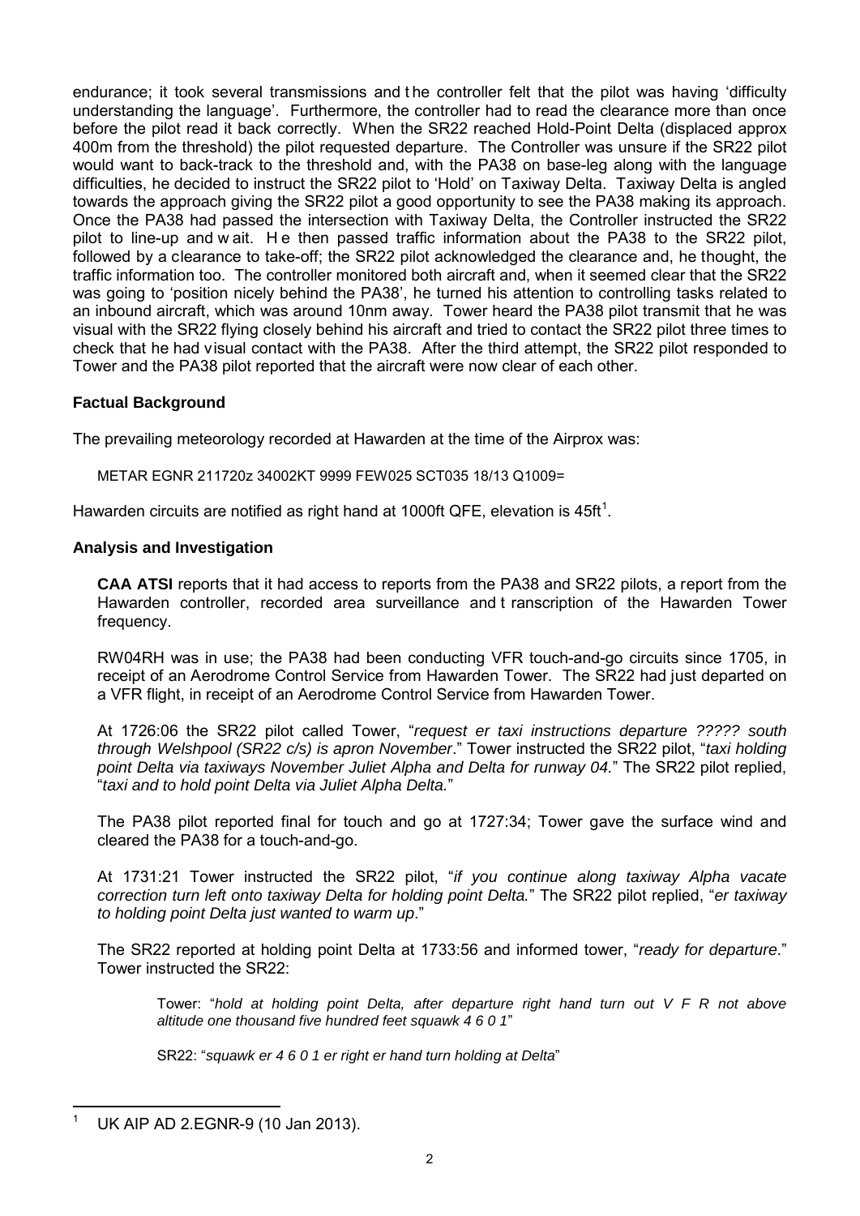endurance; it took several transmissions and the controller felt that the pilot was having 'difficulty understanding the language'. Furthermore, the controller had to read the clearance more than once before the pilot read it back correctly. When the SR22 reached Hold-Point Delta (displaced approx 400m from the threshold) the pilot requested departure. The Controller was unsure if the SR22 pilot would want to back-track to the threshold and, with the PA38 on base-leg along with the language difficulties, he decided to instruct the SR22 pilot to 'Hold' on Taxiway Delta. Taxiway Delta is angled towards the approach giving the SR22 pilot a good opportunity to see the PA38 making its approach. Once the PA38 had passed the intersection with Taxiway Delta, the Controller instructed the SR22 pilot to line-up and wait. He then passed traffic information about the PA38 to the SR22 pilot, followed by a clearance to take-off; the SR22 pilot acknowledged the clearance and, he thought, the traffic information too. The controller monitored both aircraft and, when it seemed clear that the SR22 was going to 'position nicely behind the PA38', he turned his attention to controlling tasks related to an inbound aircraft, which was around 10nm away. Tower heard the PA38 pilot transmit that he was visual with the SR22 flying closely behind his aircraft and tried to contact the SR22 pilot three times to check that he had visual contact with the PA38. After the third attempt, the SR22 pilot responded to Tower and the PA38 pilot reported that the aircraft were now clear of each other.

**Factual Background**

The prevailing meteorology recorded at Hawarden at the time of the Airprox was:

METAR EGNR 211720z 34002KT 9999 FEW025 SCT035 18/13 Q1009=

Hawarden circuits are notified as right hand at 1000ft QFE, elevation is 45ft[1].

**Analysis and Investigation**

**CAA ATSI** reports that it had access to reports from the PA38 and SR22 pilots, a report from the Hawarden controller, recorded area surveillance and transcription of the Hawarden Tower frequency.

RW04RH was in use; the PA38 had been conducting VFR touch-and-go circuits since 1705, in receipt of an Aerodrome Control Service from Hawarden Tower. The SR22 had just departed on a VFR flight, in receipt of an Aerodrome Control Service from Hawarden Tower.

At 1726:06 the SR22 pilot called Tower, "*request er taxi instructions departure ????? south through Welshpool (SR22 c/s) is apron November*." Tower instructed the SR22 pilot, "*taxi holding point Delta via taxiways November Juliet Alpha and Delta for runway 04.*" The SR22 pilot replied, "*taxi and to hold point Delta via Juliet Alpha Delta.*"

The PA38 pilot reported final for touch and go at 1727:34; Tower gave the surface wind and cleared the PA38 for a touch-and-go.

At 1731:21 Tower instructed the SR22 pilot, "*if you continue along taxiway Alpha vacate correction turn left onto taxiway Delta for holding point Delta.*" The SR22 pilot replied, "*er taxiway to holding point Delta just wanted to warm up*."

The SR22 reported at holding point Delta at 1733:56 and informed tower, "*ready for departure*." Tower instructed the SR22:

> Tower: "*hold at holding point Delta, after departure right hand turn out V F R not above altitude one thousand five hundred feet squawk 4 6 0 1*"
>
> SR22: "*squawk er 4 6 0 1 er right er hand turn holding at Delta*"

---

[1] UK AIP AD 2.EGNR-9 (10 Jan 2013).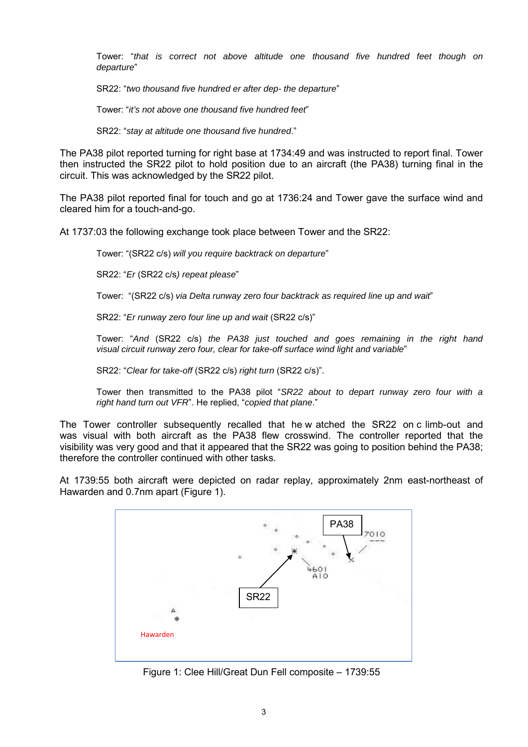Tower: "*that is correct not above altitude one thousand five hundred feet though on departure*"

SR22: "*two thousand five hundred er after dep- the departure*"

Tower: "*it's not above one thousand five hundred feet*"

SR22: "*stay at altitude one thousand five hundred*."

The PA38 pilot reported turning for right base at 1734:49 and was instructed to report final. Tower then instructed the SR22 pilot to hold position due to an aircraft (the PA38) turning final in the circuit. This was acknowledged by the SR22 pilot.

The PA38 pilot reported final for touch and go at 1736:24 and Tower gave the surface wind and cleared him for a touch-and-go.

At 1737:03 the following exchange took place between Tower and the SR22:

Tower: "(SR22 c/s) *will you require backtrack on departure*"

SR22: "*Er* (SR22 c/s*) repeat please*"

Tower: "(SR22 c/s) *via Delta runway zero four backtrack as required line up and wait*"

SR22: "*Er runway zero four line up and wait* (SR22 c/s)"

Tower: "*And* (SR22 c/s) *the PA38 just touched and goes remaining in the right hand visual circuit runway zero four, clear for take-off surface wind light and variable*"

SR22: "*Clear for take-off* (SR22 c/s) *right turn* (SR22 c/s)".

Tower then transmitted to the PA38 pilot "*SR22 about to depart runway zero four with a right hand turn out VFR*". He replied, "*copied that plane*."

The Tower controller subsequently recalled that he watched the SR22 on climb-out and was visual with both aircraft as the PA38 flew crosswind. The controller reported that the visibility was very good and that it appeared that the SR22 was going to position behind the PA38; therefore the controller continued with other tasks.

At 1739:55 both aircraft were depicted on radar replay, approximately 2nm east-northeast of Hawarden and 0.7nm apart (Figure 1).

Figure 1: Clee Hill/Great Dun Fell composite – 1739:55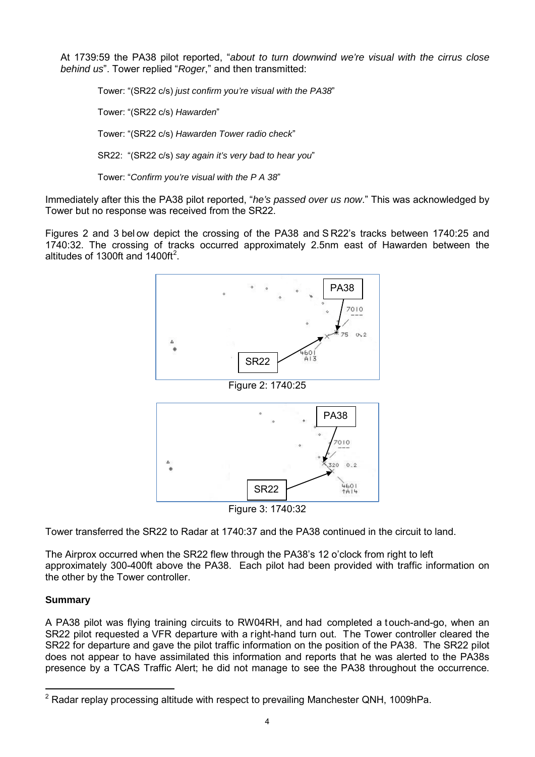At 1739:59 the PA38 pilot reported, "*about to turn downwind we're visual with the cirrus close behind us*". Tower replied "*Roger*," and then transmitted:

Tower: "(SR22 c/s) *just confirm you're visual with the PA38*"

Tower: "(SR22 c/s) *Hawarden*"

Tower: "(SR22 c/s) *Hawarden Tower radio check*"

SR22: "(SR22 c/s) *say again it's very bad to hear you*"

Tower: "*Confirm you're visual with the P A 38*"

Immediately after this the PA38 pilot reported, "*he's passed over us now*." This was acknowledged by Tower but no response was received from the SR22.

Figures 2 and 3 below depict the crossing of the PA38 and SR22's tracks between 1740:25 and 1740:32. The crossing of tracks occurred approximately 2.5nm east of Hawarden between the altitudes of 1300ft and 1400ft[2].

Figure 2: 1740:25

Figure 3: 1740:32

Tower transferred the SR22 to Radar at 1740:37 and the PA38 continued in the circuit to land.

The Airprox occurred when the SR22 flew through the PA38's 12 o'clock from right to left approximately 300-400ft above the PA38. Each pilot had been provided with traffic information on the other by the Tower controller.

**Summary**

A PA38 pilot was flying training circuits to RW04RH, and had completed a touch-and-go, when an SR22 pilot requested a VFR departure with a right-hand turn out. The Tower controller cleared the SR22 for departure and gave the pilot traffic information on the position of the PA38. The SR22 pilot does not appear to have assimilated this information and reports that he was alerted to the PA38s presence by a TCAS Traffic Alert; he did not manage to see the PA38 throughout the occurrence.

[2] Radar replay processing altitude with respect to prevailing Manchester QNH, 1009hPa.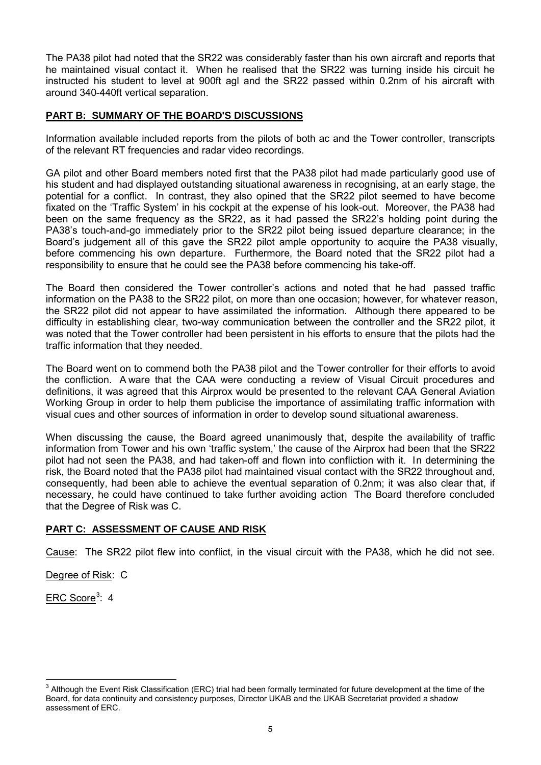The PA38 pilot had noted that the SR22 was considerably faster than his own aircraft and reports that he maintained visual contact it. When he realised that the SR22 was turning inside his circuit he instructed his student to level at 900ft agl and the SR22 passed within 0.2nm of his aircraft with around 340-440ft vertical separation.

## PART B: SUMMARY OF THE BOARD'S DISCUSSIONS

Information available included reports from the pilots of both ac and the Tower controller, transcripts of the relevant RT frequencies and radar video recordings.

GA pilot and other Board members noted first that the PA38 pilot had made particularly good use of his student and had displayed outstanding situational awareness in recognising, at an early stage, the potential for a conflict. In contrast, they also opined that the SR22 pilot seemed to have become fixated on the 'Traffic System' in his cockpit at the expense of his look-out. Moreover, the PA38 had been on the same frequency as the SR22, as it had passed the SR22's holding point during the PA38's touch-and-go immediately prior to the SR22 pilot being issued departure clearance; in the Board's judgement all of this gave the SR22 pilot ample opportunity to acquire the PA38 visually, before commencing his own departure. Furthermore, the Board noted that the SR22 pilot had a responsibility to ensure that he could see the PA38 before commencing his take-off.

The Board then considered the Tower controller's actions and noted that he had passed traffic information on the PA38 to the SR22 pilot, on more than one occasion; however, for whatever reason, the SR22 pilot did not appear to have assimilated the information. Although there appeared to be difficulty in establishing clear, two-way communication between the controller and the SR22 pilot, it was noted that the Tower controller had been persistent in his efforts to ensure that the pilots had the traffic information that they needed.

The Board went on to commend both the PA38 pilot and the Tower controller for their efforts to avoid the confliction. Aware that the CAA were conducting a review of Visual Circuit procedures and definitions, it was agreed that this Airprox would be presented to the relevant CAA General Aviation Working Group in order to help them publicise the importance of assimilating traffic information with visual cues and other sources of information in order to develop sound situational awareness.

When discussing the cause, the Board agreed unanimously that, despite the availability of traffic information from Tower and his own 'traffic system,' the cause of the Airprox had been that the SR22 pilot had not seen the PA38, and had taken-off and flown into confliction with it. In determining the risk, the Board noted that the PA38 pilot had maintained visual contact with the SR22 throughout and, consequently, had been able to achieve the eventual separation of 0.2nm; it was also clear that, if necessary, he could have continued to take further avoiding action The Board therefore concluded that the Degree of Risk was C.

## PART C: ASSESSMENT OF CAUSE AND RISK

Cause: The SR22 pilot flew into conflict, in the visual circuit with the PA38, which he did not see.

Degree of Risk: C

ERC Score[3]: 4

[3] Although the Event Risk Classification (ERC) trial had been formally terminated for future development at the time of the Board, for data continuity and consistency purposes, Director UKAB and the UKAB Secretariat provided a shadow assessment of ERC.